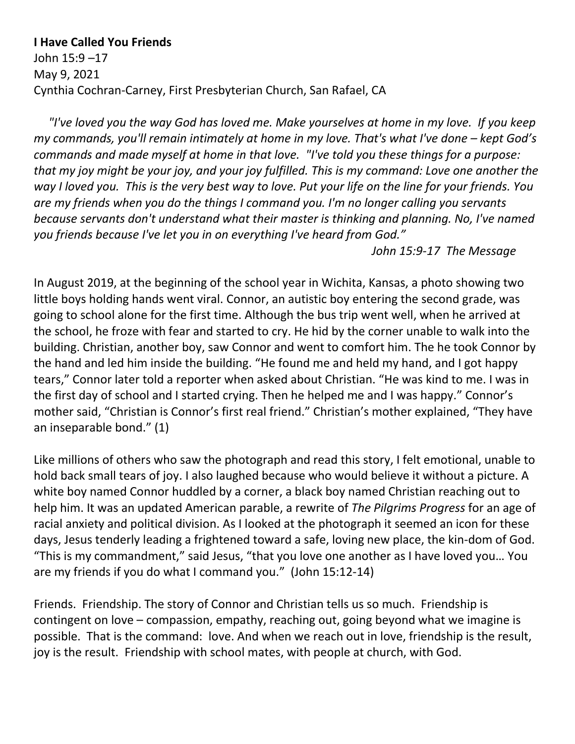**I Have Called You Friends**
John 15:9 –17
May 9, 2021
Cynthia Cochran-Carney, First Presbyterian Church, San Rafael, CA

*"I've loved you the way God has loved me. Make yourselves at home in my love. If you keep my commands, you'll remain intimately at home in my love. That's what I've done – kept God's commands and made myself at home in that love. "I've told you these things for a purpose: that my joy might be your joy, and your joy fulfilled. This is my command: Love one another the way I loved you. This is the very best way to love. Put your life on the line for your friends. You are my friends when you do the things I command you. I'm no longer calling you servants because servants don't understand what their master is thinking and planning. No, I've named you friends because I've let you in on everything I've heard from God."*

*John 15:9-17 The Message*

In August 2019, at the beginning of the school year in Wichita, Kansas, a photo showing two little boys holding hands went viral. Connor, an autistic boy entering the second grade, was going to school alone for the first time. Although the bus trip went well, when he arrived at the school, he froze with fear and started to cry. He hid by the corner unable to walk into the building. Christian, another boy, saw Connor and went to comfort him. The he took Connor by the hand and led him inside the building. "He found me and held my hand, and I got happy tears," Connor later told a reporter when asked about Christian. "He was kind to me. I was in the first day of school and I started crying. Then he helped me and I was happy." Connor's mother said, "Christian is Connor's first real friend." Christian's mother explained, "They have an inseparable bond." (1)

Like millions of others who saw the photograph and read this story, I felt emotional, unable to hold back small tears of joy. I also laughed because who would believe it without a picture. A white boy named Connor huddled by a corner, a black boy named Christian reaching out to help him. It was an updated American parable, a rewrite of *The Pilgrims Progress* for an age of racial anxiety and political division. As I looked at the photograph it seemed an icon for these days, Jesus tenderly leading a frightened toward a safe, loving new place, the kin-dom of God. "This is my commandment," said Jesus, "that you love one another as I have loved you… You are my friends if you do what I command you." (John 15:12-14)

Friends. Friendship. The story of Connor and Christian tells us so much. Friendship is contingent on love – compassion, empathy, reaching out, going beyond what we imagine is possible. That is the command: love. And when we reach out in love, friendship is the result, joy is the result. Friendship with school mates, with people at church, with God.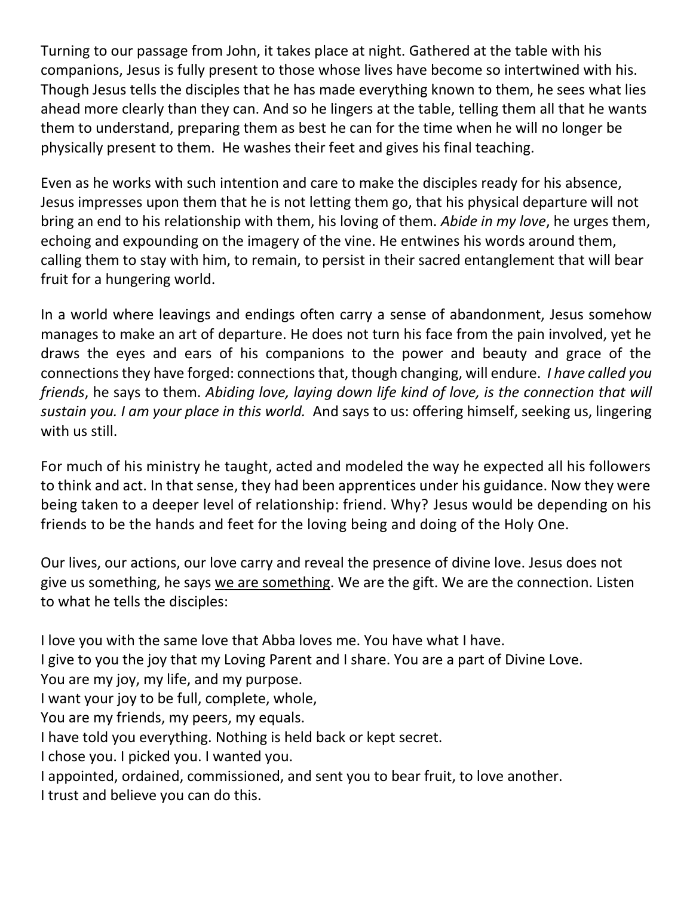Turning to our passage from John, it takes place at night. Gathered at the table with his companions, Jesus is fully present to those whose lives have become so intertwined with his. Though Jesus tells the disciples that he has made everything known to them, he sees what lies ahead more clearly than they can. And so he lingers at the table, telling them all that he wants them to understand, preparing them as best he can for the time when he will no longer be physically present to them. He washes their feet and gives his final teaching.

Even as he works with such intention and care to make the disciples ready for his absence, Jesus impresses upon them that he is not letting them go, that his physical departure will not bring an end to his relationship with them, his loving of them. *Abide in my love*, he urges them, echoing and expounding on the imagery of the vine. He entwines his words around them, calling them to stay with him, to remain, to persist in their sacred entanglement that will bear fruit for a hungering world.

In a world where leavings and endings often carry a sense of abandonment, Jesus somehow manages to make an art of departure. He does not turn his face from the pain involved, yet he draws the eyes and ears of his companions to the power and beauty and grace of the connections they have forged: connections that, though changing, will endure. *I have called you friends*, he says to them. *Abiding love, laying down life kind of love, is the connection that will sustain you. I am your place in this world.* And says to us: offering himself, seeking us, lingering with us still.

For much of his ministry he taught, acted and modeled the way he expected all his followers to think and act. In that sense, they had been apprentices under his guidance. Now they were being taken to a deeper level of relationship: friend. Why? Jesus would be depending on his friends to be the hands and feet for the loving being and doing of the Holy One.

Our lives, our actions, our love carry and reveal the presence of divine love. Jesus does not give us something, he says <u>we are something</u>. We are the gift. We are the connection. Listen to what he tells the disciples:

I love you with the same love that Abba loves me. You have what I have.
I give to you the joy that my Loving Parent and I share. You are a part of Divine Love.
You are my joy, my life, and my purpose.
I want your joy to be full, complete, whole,
You are my friends, my peers, my equals.
I have told you everything. Nothing is held back or kept secret.
I chose you. I picked you. I wanted you.
I appointed, ordained, commissioned, and sent you to bear fruit, to love another.
I trust and believe you can do this.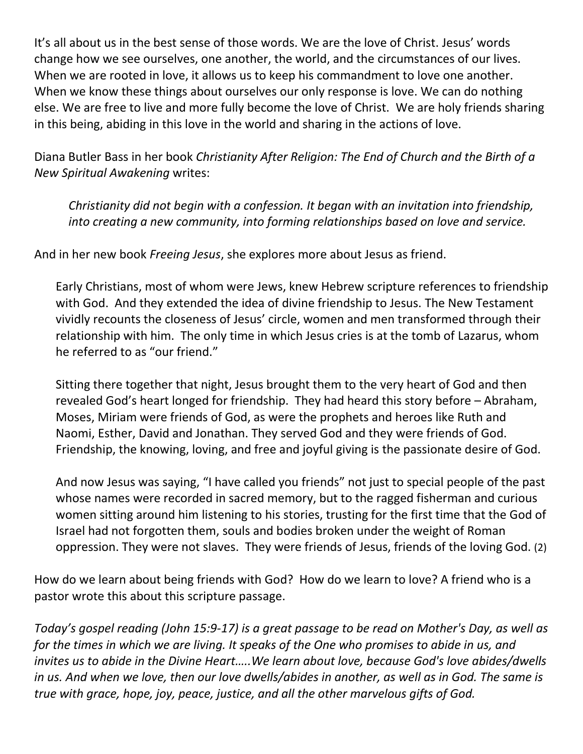It's all about us in the best sense of those words. We are the love of Christ. Jesus' words change how we see ourselves, one another, the world, and the circumstances of our lives. When we are rooted in love, it allows us to keep his commandment to love one another. When we know these things about ourselves our only response is love. We can do nothing else. We are free to live and more fully become the love of Christ. We are holy friends sharing in this being, abiding in this love in the world and sharing in the actions of love.

Diana Butler Bass in her book *Christianity After Religion: The End of Church and the Birth of a New Spiritual Awakening* writes:

> *Christianity did not begin with a confession. It began with an invitation into friendship, into creating a new community, into forming relationships based on love and service.*

And in her new book *Freeing Jesus*, she explores more about Jesus as friend.

> Early Christians, most of whom were Jews, knew Hebrew scripture references to friendship with God. And they extended the idea of divine friendship to Jesus. The New Testament vividly recounts the closeness of Jesus' circle, women and men transformed through their relationship with him. The only time in which Jesus cries is at the tomb of Lazarus, whom he referred to as "our friend."
>
> Sitting there together that night, Jesus brought them to the very heart of God and then revealed God's heart longed for friendship. They had heard this story before – Abraham, Moses, Miriam were friends of God, as were the prophets and heroes like Ruth and Naomi, Esther, David and Jonathan. They served God and they were friends of God. Friendship, the knowing, loving, and free and joyful giving is the passionate desire of God.
>
> And now Jesus was saying, "I have called you friends" not just to special people of the past whose names were recorded in sacred memory, but to the ragged fisherman and curious women sitting around him listening to his stories, trusting for the first time that the God of Israel had not forgotten them, souls and bodies broken under the weight of Roman oppression. They were not slaves. They were friends of Jesus, friends of the loving God. (2)

How do we learn about being friends with God? How do we learn to love? A friend who is a pastor wrote this about this scripture passage.

*Today's gospel reading (John 15:9-17) is a great passage to be read on Mother's Day, as well as for the times in which we are living. It speaks of the One who promises to abide in us, and invites us to abide in the Divine Heart…..We learn about love, because God's love abides/dwells in us. And when we love, then our love dwells/abides in another, as well as in God. The same is true with grace, hope, joy, peace, justice, and all the other marvelous gifts of God.*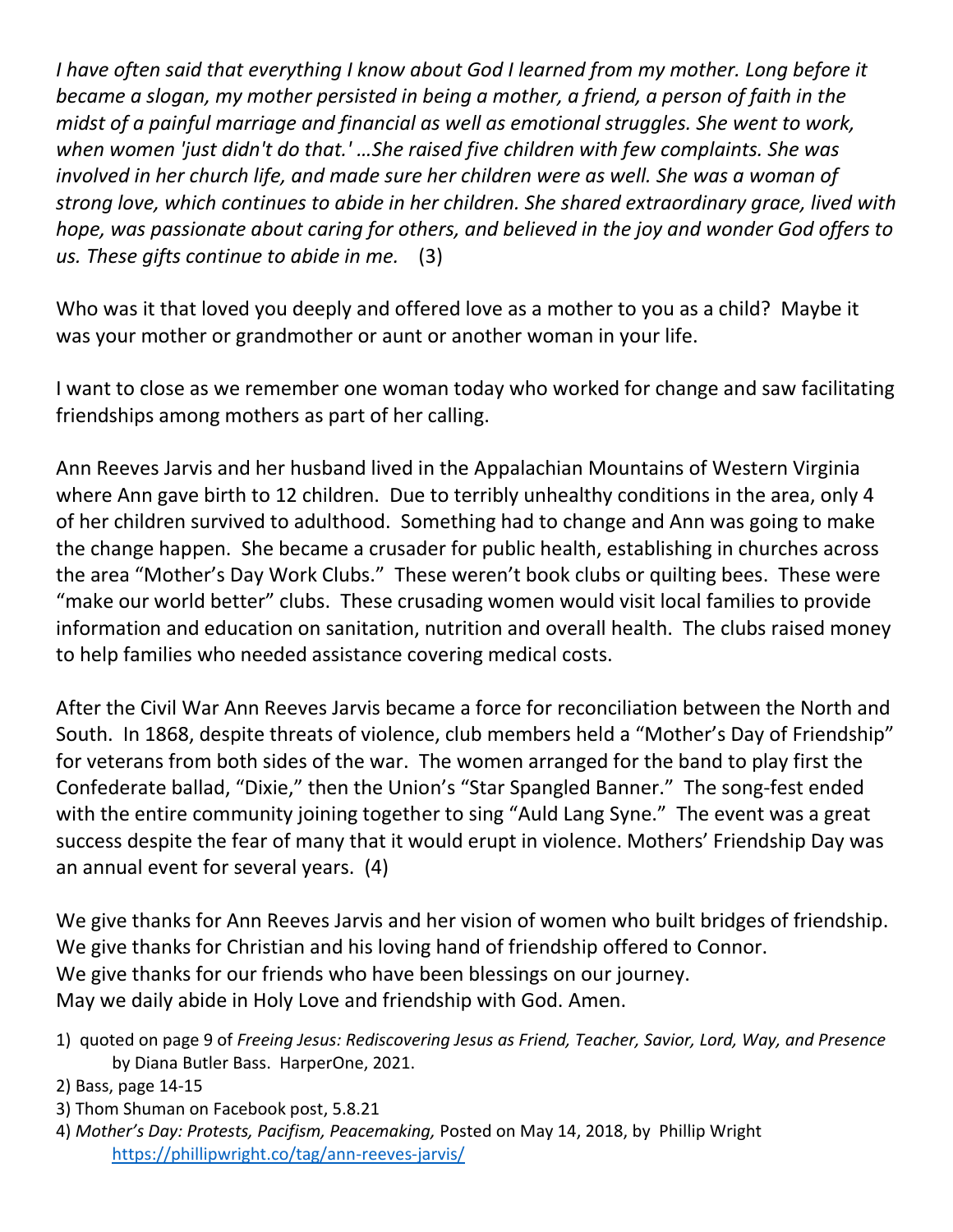*I have often said that everything I know about God I learned from my mother. Long before it became a slogan, my mother persisted in being a mother, a friend, a person of faith in the midst of a painful marriage and financial as well as emotional struggles. She went to work, when women 'just didn't do that.' …She raised five children with few complaints. She was involved in her church life, and made sure her children were as well. She was a woman of strong love, which continues to abide in her children. She shared extraordinary grace, lived with hope, was passionate about caring for others, and believed in the joy and wonder God offers to us. These gifts continue to abide in me.* (3)

Who was it that loved you deeply and offered love as a mother to you as a child? Maybe it was your mother or grandmother or aunt or another woman in your life.

I want to close as we remember one woman today who worked for change and saw facilitating friendships among mothers as part of her calling.

Ann Reeves Jarvis and her husband lived in the Appalachian Mountains of Western Virginia where Ann gave birth to 12 children. Due to terribly unhealthy conditions in the area, only 4 of her children survived to adulthood. Something had to change and Ann was going to make the change happen. She became a crusader for public health, establishing in churches across the area "Mother's Day Work Clubs." These weren't book clubs or quilting bees. These were "make our world better" clubs. These crusading women would visit local families to provide information and education on sanitation, nutrition and overall health. The clubs raised money to help families who needed assistance covering medical costs.

After the Civil War Ann Reeves Jarvis became a force for reconciliation between the North and South. In 1868, despite threats of violence, club members held a "Mother's Day of Friendship" for veterans from both sides of the war. The women arranged for the band to play first the Confederate ballad, "Dixie," then the Union's "Star Spangled Banner." The song-fest ended with the entire community joining together to sing "Auld Lang Syne." The event was a great success despite the fear of many that it would erupt in violence. Mothers' Friendship Day was an annual event for several years. (4)

We give thanks for Ann Reeves Jarvis and her vision of women who built bridges of friendship.
We give thanks for Christian and his loving hand of friendship offered to Connor.
We give thanks for our friends who have been blessings on our journey.
May we daily abide in Holy Love and friendship with God. Amen.

1) quoted on page 9 of *Freeing Jesus: Rediscovering Jesus as Friend, Teacher, Savior, Lord, Way, and Presence* by Diana Butler Bass. HarperOne, 2021.
2) Bass, page 14-15
3) Thom Shuman on Facebook post, 5.8.21
4) *Mother's Day: Protests, Pacifism, Peacemaking,* Posted on May 14, 2018, by Phillip Wright https://phillipwright.co/tag/ann-reeves-jarvis/